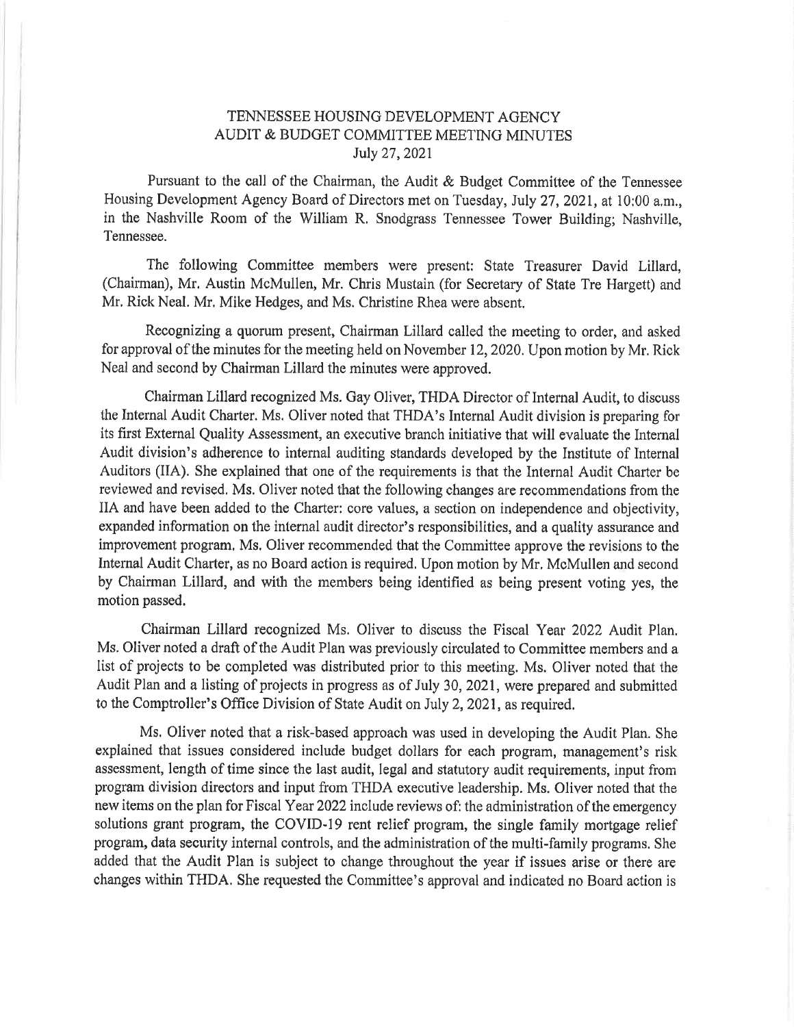# TENNESSEE HOUSING DEVELOPMENT AGENCY
## AUDIT & BUDGET COMMITTEE MEETING MINUTES
### July 27, 2021

Pursuant to the call of the Chairman, the Audit & Budget Committee of the Tennessee Housing Development Agency Board of Directors met on Tuesday, July 27, 2021, at 10:00 a.m., in the Nashville Room of the William R. Snodgrass Tennessee Tower Building; Nashville, Tennessee.

The following Committee members were present: State Treasurer David Lillard, (Chairman), Mr. Austin McMullen, Mr. Chris Mustain (for Secretary of State Tre Hargett) and Mr. Rick Neal. Mr. Mike Hedges, and Ms. Christine Rhea were absent.

Recognizing a quorum present, Chairman Lillard called the meeting to order, and asked for approval of the minutes for the meeting held on November 12, 2020. Upon motion by Mr. Rick Neal and second by Chairman Lillard the minutes were approved.

Chairman Lillard recognized Ms. Gay Oliver, THDA Director of Internal Audit, to discuss the Internal Audit Charter. Ms. Oliver noted that THDA's Internal Audit division is preparing for its first External Quality Assessment, an executive branch initiative that will evaluate the Internal Audit division's adherence to internal auditing standards developed by the Institute of Internal Auditors (IIA). She explained that one of the requirements is that the Internal Audit Charter be reviewed and revised. Ms. Oliver noted that the following changes are recommendations from the IIA and have been added to the Charter: core values, a section on independence and objectivity, expanded information on the internal audit director's responsibilities, and a quality assurance and improvement program. Ms. Oliver recommended that the Committee approve the revisions to the Internal Audit Charter, as no Board action is required. Upon motion by Mr. McMullen and second by Chairman Lillard, and with the members being identified as being present voting yes, the motion passed.

Chairman Lillard recognized Ms. Oliver to discuss the Fiscal Year 2022 Audit Plan. Ms. Oliver noted a draft of the Audit Plan was previously circulated to Committee members and a list of projects to be completed was distributed prior to this meeting. Ms. Oliver noted that the Audit Plan and a listing of projects in progress as of July 30, 2021, were prepared and submitted to the Comptroller's Office Division of State Audit on July 2, 2021, as required.

Ms. Oliver noted that a risk-based approach was used in developing the Audit Plan. She explained that issues considered include budget dollars for each program, management's risk assessment, length of time since the last audit, legal and statutory audit requirements, input from program division directors and input from THDA executive leadership. Ms. Oliver noted that the new items on the plan for Fiscal Year 2022 include reviews of: the administration of the emergency solutions grant program, the COVID-19 rent relief program, the single family mortgage relief program, data security internal controls, and the administration of the multi-family programs. She added that the Audit Plan is subject to change throughout the year if issues arise or there are changes within THDA. She requested the Committee's approval and indicated no Board action is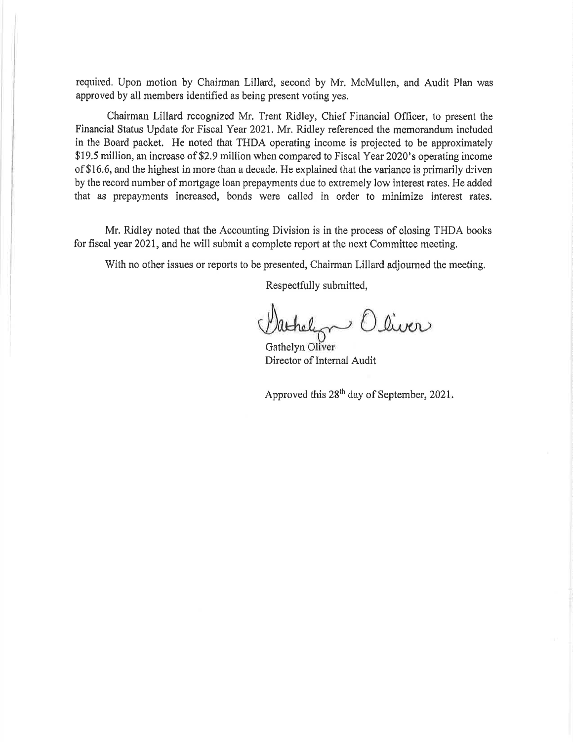required. Upon motion by Chairman Lillard, second by Mr. McMullen, and Audit Plan was approved by all members identified as being present voting yes.

Chairman Lillard recognized Mr. Trent Ridley, Chief Financial Officer, to present the Financial Status Update for Fiscal Year 2021. Mr. Ridley referenced the memorandum included in the Board packet. He noted that THDA operating income is projected to be approximately $19.5 million, an increase of $2.9 million when compared to Fiscal Year 2020's operating income of $16.6, and the highest in more than a decade. He explained that the variance is primarily driven by the record number of mortgage loan prepayments due to extremely low interest rates. He added that as prepayments increased, bonds were called in order to minimize interest rates.

Mr. Ridley noted that the Accounting Division is in the process of closing THDA books for fiscal year 2021, and he will submit a complete report at the next Committee meeting.

With no other issues or reports to be presented, Chairman Lillard adjourned the meeting.

Respectfully submitted,

Gathelyn Oliver
Director of Internal Audit

Approved this 28th day of September, 2021.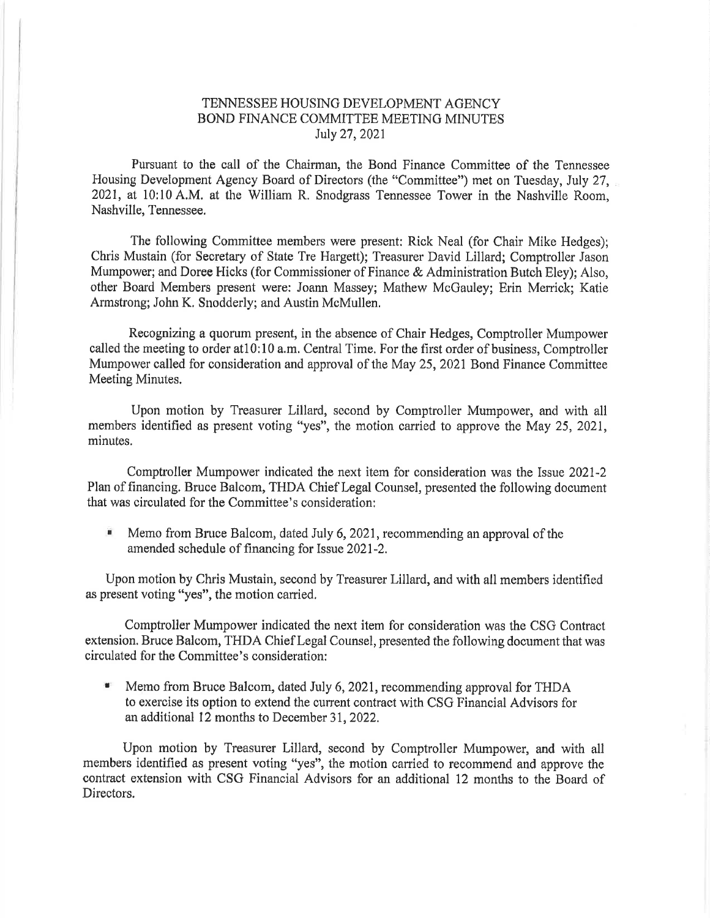# TENNESSEE HOUSING DEVELOPMENT AGENCY
# BOND FINANCE COMMITTEE MEETING MINUTES
July 27, 2021

Pursuant to the call of the Chairman, the Bond Finance Committee of the Tennessee Housing Development Agency Board of Directors (the "Committee") met on Tuesday, July 27, 2021, at 10:10 A.M. at the William R. Snodgrass Tennessee Tower in the Nashville Room, Nashville, Tennessee.

The following Committee members were present: Rick Neal (for Chair Mike Hedges); Chris Mustain (for Secretary of State Tre Hargett); Treasurer David Lillard; Comptroller Jason Mumpower; and Doree Hicks (for Commissioner of Finance & Administration Butch Eley); Also, other Board Members present were: Joann Massey; Mathew McGauley; Erin Merrick; Katie Armstrong; John K. Snodderly; and Austin McMullen.

Recognizing a quorum present, in the absence of Chair Hedges, Comptroller Mumpower called the meeting to order at10:10 a.m. Central Time. For the first order of business, Comptroller Mumpower called for consideration and approval of the May 25, 2021 Bond Finance Committee Meeting Minutes.

Upon motion by Treasurer Lillard, second by Comptroller Mumpower, and with all members identified as present voting "yes", the motion carried to approve the May 25, 2021, minutes.

Comptroller Mumpower indicated the next item for consideration was the Issue 2021-2 Plan of financing. Bruce Balcom, THDA Chief Legal Counsel, presented the following document that was circulated for the Committee's consideration:

- Memo from Bruce Balcom, dated July 6, 2021, recommending an approval of the amended schedule of financing for Issue 2021-2.

Upon motion by Chris Mustain, second by Treasurer Lillard, and with all members identified as present voting "yes", the motion carried.

Comptroller Mumpower indicated the next item for consideration was the CSG Contract extension. Bruce Balcom, THDA Chief Legal Counsel, presented the following document that was circulated for the Committee's consideration:

- Memo from Bruce Balcom, dated July 6, 2021, recommending approval for THDA to exercise its option to extend the current contract with CSG Financial Advisors for an additional 12 months to December 31, 2022.

Upon motion by Treasurer Lillard, second by Comptroller Mumpower, and with all members identified as present voting "yes", the motion carried to recommend and approve the contract extension with CSG Financial Advisors for an additional 12 months to the Board of Directors.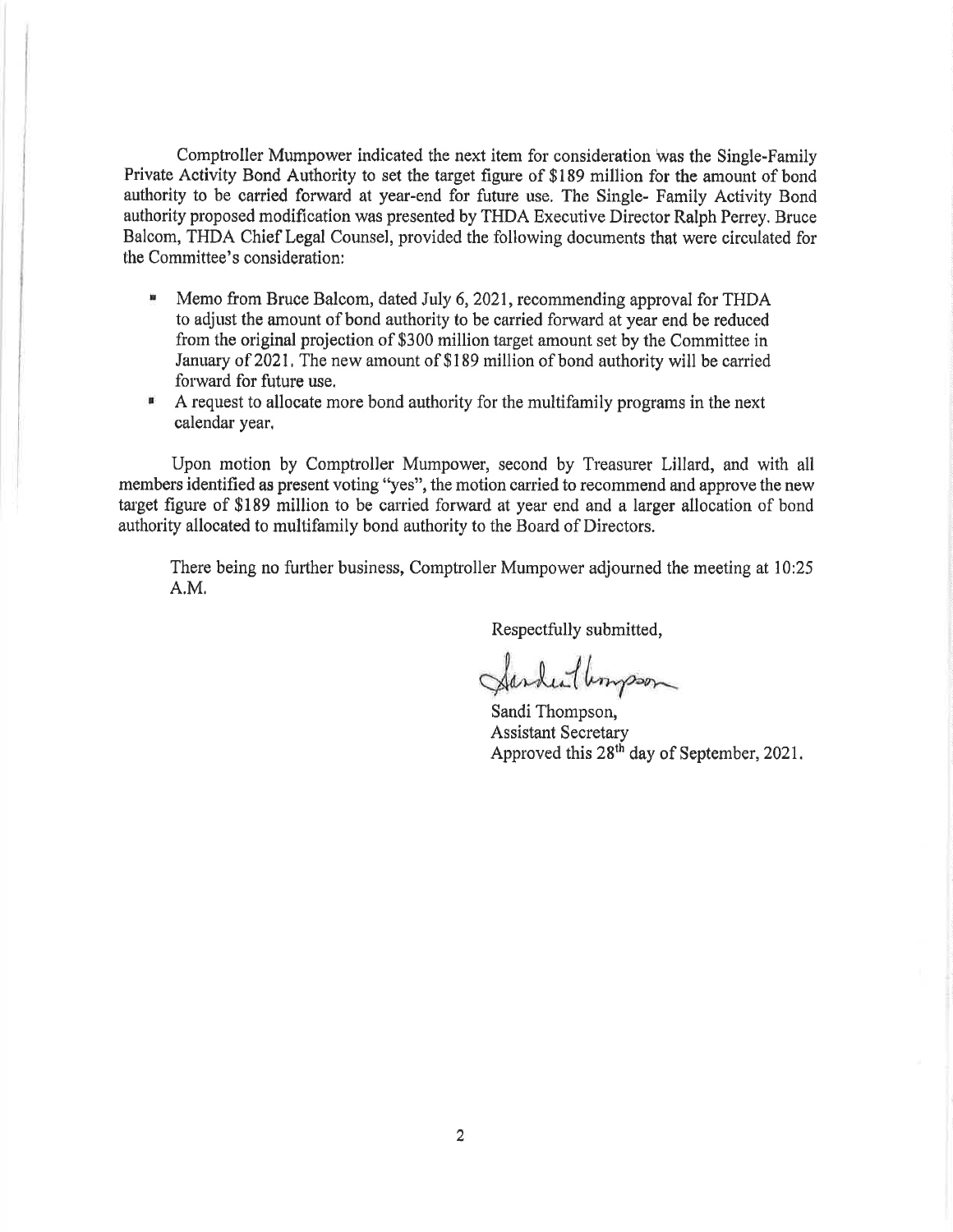Comptroller Mumpower indicated the next item for consideration was the Single-Family Private Activity Bond Authority to set the target figure of $189 million for the amount of bond authority to be carried forward at year-end for future use. The Single- Family Activity Bond authority proposed modification was presented by THDA Executive Director Ralph Perrey. Bruce Balcom, THDA Chief Legal Counsel, provided the following documents that were circulated for the Committee's consideration:

- Memo from Bruce Balcom, dated July 6, 2021, recommending approval for THDA to adjust the amount of bond authority to be carried forward at year end be reduced from the original projection of $300 million target amount set by the Committee in January of 2021. The new amount of $189 million of bond authority will be carried forward for future use.
- A request to allocate more bond authority for the multifamily programs in the next calendar year.

Upon motion by Comptroller Mumpower, second by Treasurer Lillard, and with all members identified as present voting "yes", the motion carried to recommend and approve the new target figure of $189 million to be carried forward at year end and a larger allocation of bond authority allocated to multifamily bond authority to the Board of Directors.

There being no further business, Comptroller Mumpower adjourned the meeting at 10:25 A.M.

Respectfully submitted,

Sandi Thompson,
Assistant Secretary
Approved this 28th day of September, 2021.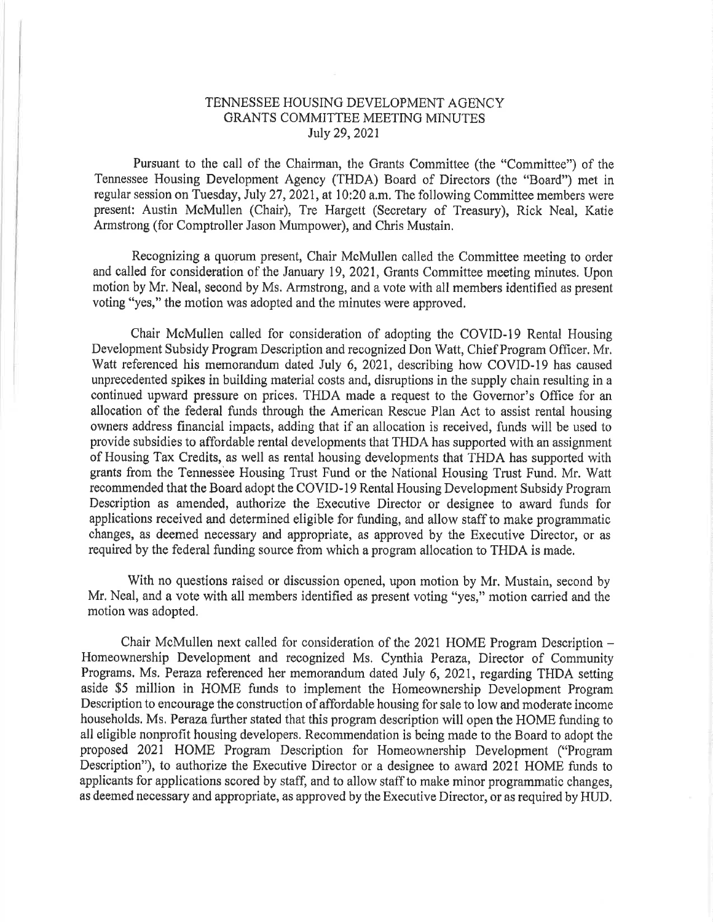# TENNESSEE HOUSING DEVELOPMENT AGENCY
## GRANTS COMMITTEE MEETING MINUTES
### July 29, 2021

Pursuant to the call of the Chairman, the Grants Committee (the "Committee") of the Tennessee Housing Development Agency (THDA) Board of Directors (the "Board") met in regular session on Tuesday, July 27, 2021, at 10:20 a.m. The following Committee members were present: Austin McMullen (Chair), Tre Hargett (Secretary of Treasury), Rick Neal, Katie Armstrong (for Comptroller Jason Mumpower), and Chris Mustain.

Recognizing a quorum present, Chair McMullen called the Committee meeting to order and called for consideration of the January 19, 2021, Grants Committee meeting minutes. Upon motion by Mr. Neal, second by Ms. Armstrong, and a vote with all members identified as present voting "yes," the motion was adopted and the minutes were approved.

Chair McMullen called for consideration of adopting the COVID-19 Rental Housing Development Subsidy Program Description and recognized Don Watt, Chief Program Officer. Mr. Watt referenced his memorandum dated July 6, 2021, describing how COVID-19 has caused unprecedented spikes in building material costs and, disruptions in the supply chain resulting in a continued upward pressure on prices. THDA made a request to the Governor's Office for an allocation of the federal funds through the American Rescue Plan Act to assist rental housing owners address financial impacts, adding that if an allocation is received, funds will be used to provide subsidies to affordable rental developments that THDA has supported with an assignment of Housing Tax Credits, as well as rental housing developments that THDA has supported with grants from the Tennessee Housing Trust Fund or the National Housing Trust Fund. Mr. Watt recommended that the Board adopt the COVID-19 Rental Housing Development Subsidy Program Description as amended, authorize the Executive Director or designee to award funds for applications received and determined eligible for funding, and allow staff to make programmatic changes, as deemed necessary and appropriate, as approved by the Executive Director, or as required by the federal funding source from which a program allocation to THDA is made.

With no questions raised or discussion opened, upon motion by Mr. Mustain, second by Mr. Neal, and a vote with all members identified as present voting "yes," motion carried and the motion was adopted.

Chair McMullen next called for consideration of the 2021 HOME Program Description – Homeownership Development and recognized Ms. Cynthia Peraza, Director of Community Programs. Ms. Peraza referenced her memorandum dated July 6, 2021, regarding THDA setting aside $5 million in HOME funds to implement the Homeownership Development Program Description to encourage the construction of affordable housing for sale to low and moderate income households. Ms. Peraza further stated that this program description will open the HOME funding to all eligible nonprofit housing developers. Recommendation is being made to the Board to adopt the proposed 2021 HOME Program Description for Homeownership Development ("Program Description"), to authorize the Executive Director or a designee to award 2021 HOME funds to applicants for applications scored by staff, and to allow staff to make minor programmatic changes, as deemed necessary and appropriate, as approved by the Executive Director, or as required by HUD.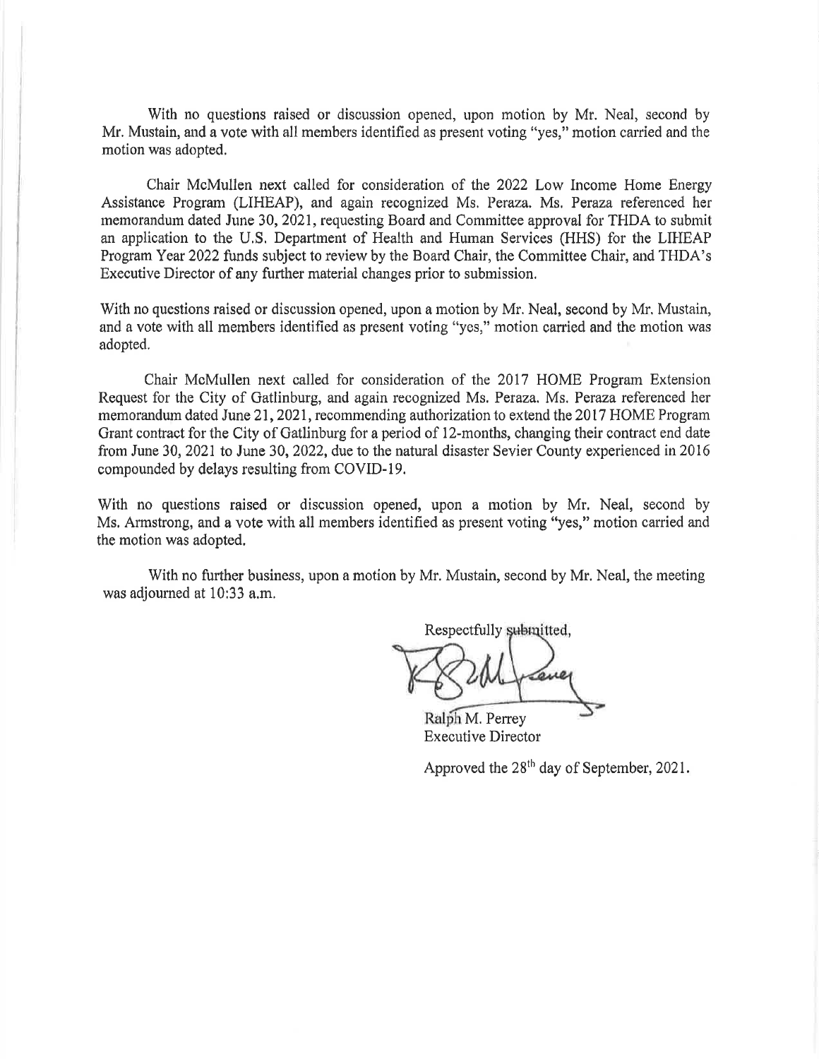With no questions raised or discussion opened, upon motion by Mr. Neal, second by Mr. Mustain, and a vote with all members identified as present voting "yes," motion carried and the motion was adopted.

Chair McMullen next called for consideration of the 2022 Low Income Home Energy Assistance Program (LIHEAP), and again recognized Ms. Peraza. Ms. Peraza referenced her memorandum dated June 30, 2021, requesting Board and Committee approval for THDA to submit an application to the U.S. Department of Health and Human Services (HHS) for the LIHEAP Program Year 2022 funds subject to review by the Board Chair, the Committee Chair, and THDA's Executive Director of any further material changes prior to submission.

With no questions raised or discussion opened, upon a motion by Mr. Neal, second by Mr. Mustain, and a vote with all members identified as present voting "yes," motion carried and the motion was adopted.

Chair McMullen next called for consideration of the 2017 HOME Program Extension Request for the City of Gatlinburg, and again recognized Ms. Peraza. Ms. Peraza referenced her memorandum dated June 21, 2021, recommending authorization to extend the 2017 HOME Program Grant contract for the City of Gatlinburg for a period of 12-months, changing their contract end date from June 30, 2021 to June 30, 2022, due to the natural disaster Sevier County experienced in 2016 compounded by delays resulting from COVID-19.

With no questions raised or discussion opened, upon a motion by Mr. Neal, second by Ms. Armstrong, and a vote with all members identified as present voting "yes," motion carried and the motion was adopted.

With no further business, upon a motion by Mr. Mustain, second by Mr. Neal, the meeting was adjourned at 10:33 a.m.

Respectfully submitted,

Ralph M. Perrey
Executive Director

Approved the 28th day of September, 2021.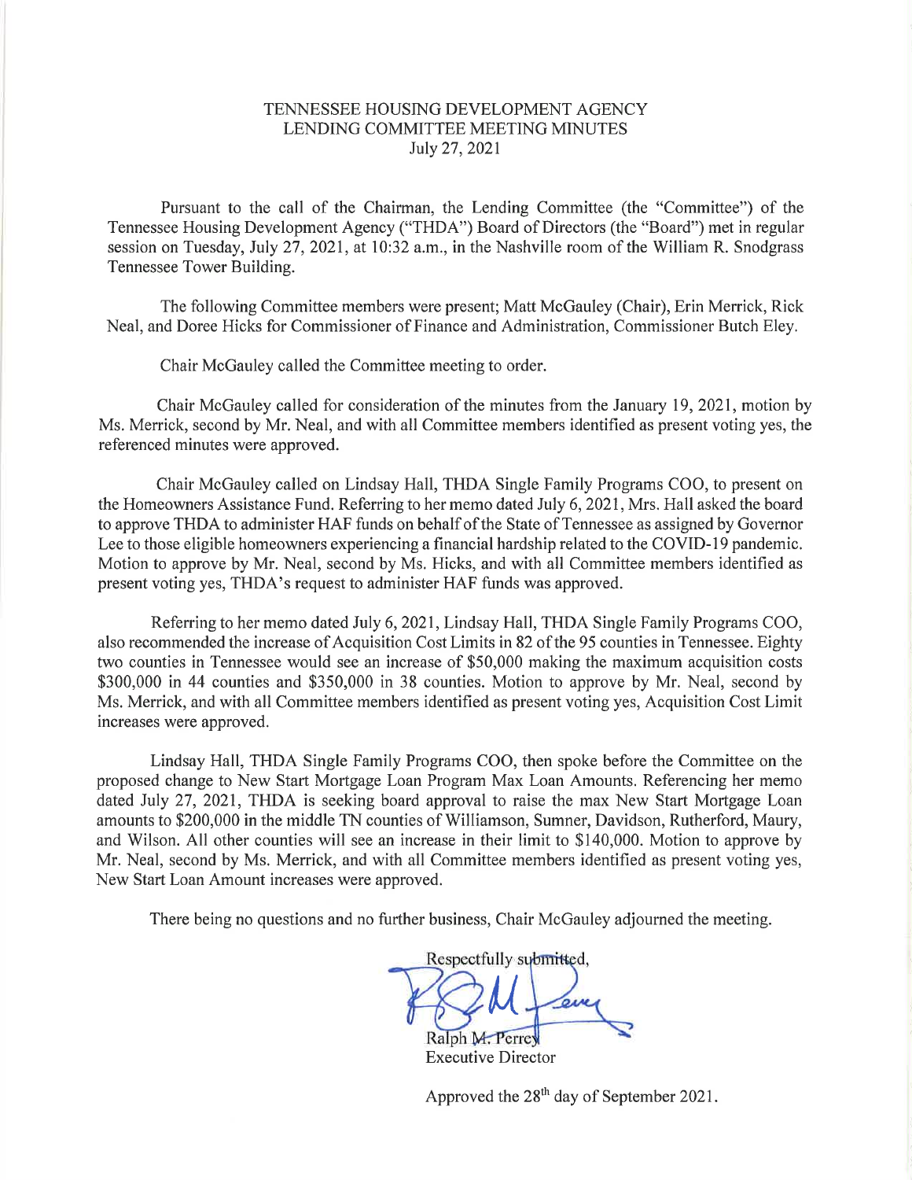TENNESSEE HOUSING DEVELOPMENT AGENCY
LENDING COMMITTEE MEETING MINUTES
July 27, 2021

Pursuant to the call of the Chairman, the Lending Committee (the "Committee") of the Tennessee Housing Development Agency ("THDA") Board of Directors (the "Board") met in regular session on Tuesday, July 27, 2021, at 10:32 a.m., in the Nashville room of the William R. Snodgrass Tennessee Tower Building.

The following Committee members were present; Matt McGauley (Chair), Erin Merrick, Rick Neal, and Doree Hicks for Commissioner of Finance and Administration, Commissioner Butch Eley.

Chair McGauley called the Committee meeting to order.

Chair McGauley called for consideration of the minutes from the January 19, 2021, motion by Ms. Merrick, second by Mr. Neal, and with all Committee members identified as present voting yes, the referenced minutes were approved.

Chair McGauley called on Lindsay Hall, THDA Single Family Programs COO, to present on the Homeowners Assistance Fund. Referring to her memo dated July 6, 2021, Mrs. Hall asked the board to approve THDA to administer HAF funds on behalf of the State of Tennessee as assigned by Governor Lee to those eligible homeowners experiencing a financial hardship related to the COVID-19 pandemic. Motion to approve by Mr. Neal, second by Ms. Hicks, and with all Committee members identified as present voting yes, THDA's request to administer HAF funds was approved.

Referring to her memo dated July 6, 2021, Lindsay Hall, THDA Single Family Programs COO, also recommended the increase of Acquisition Cost Limits in 82 of the 95 counties in Tennessee. Eighty two counties in Tennessee would see an increase of $50,000 making the maximum acquisition costs $300,000 in 44 counties and $350,000 in 38 counties. Motion to approve by Mr. Neal, second by Ms. Merrick, and with all Committee members identified as present voting yes, Acquisition Cost Limit increases were approved.

Lindsay Hall, THDA Single Family Programs COO, then spoke before the Committee on the proposed change to New Start Mortgage Loan Program Max Loan Amounts. Referencing her memo dated July 27, 2021, THDA is seeking board approval to raise the max New Start Mortgage Loan amounts to $200,000 in the middle TN counties of Williamson, Sumner, Davidson, Rutherford, Maury, and Wilson. All other counties will see an increase in their limit to $140,000. Motion to approve by Mr. Neal, second by Ms. Merrick, and with all Committee members identified as present voting yes, New Start Loan Amount increases were approved.

There being no questions and no further business, Chair McGauley adjourned the meeting.

Respectfully submitted,

Ralph M. Perrey
Executive Director

Approved the 28th day of September 2021.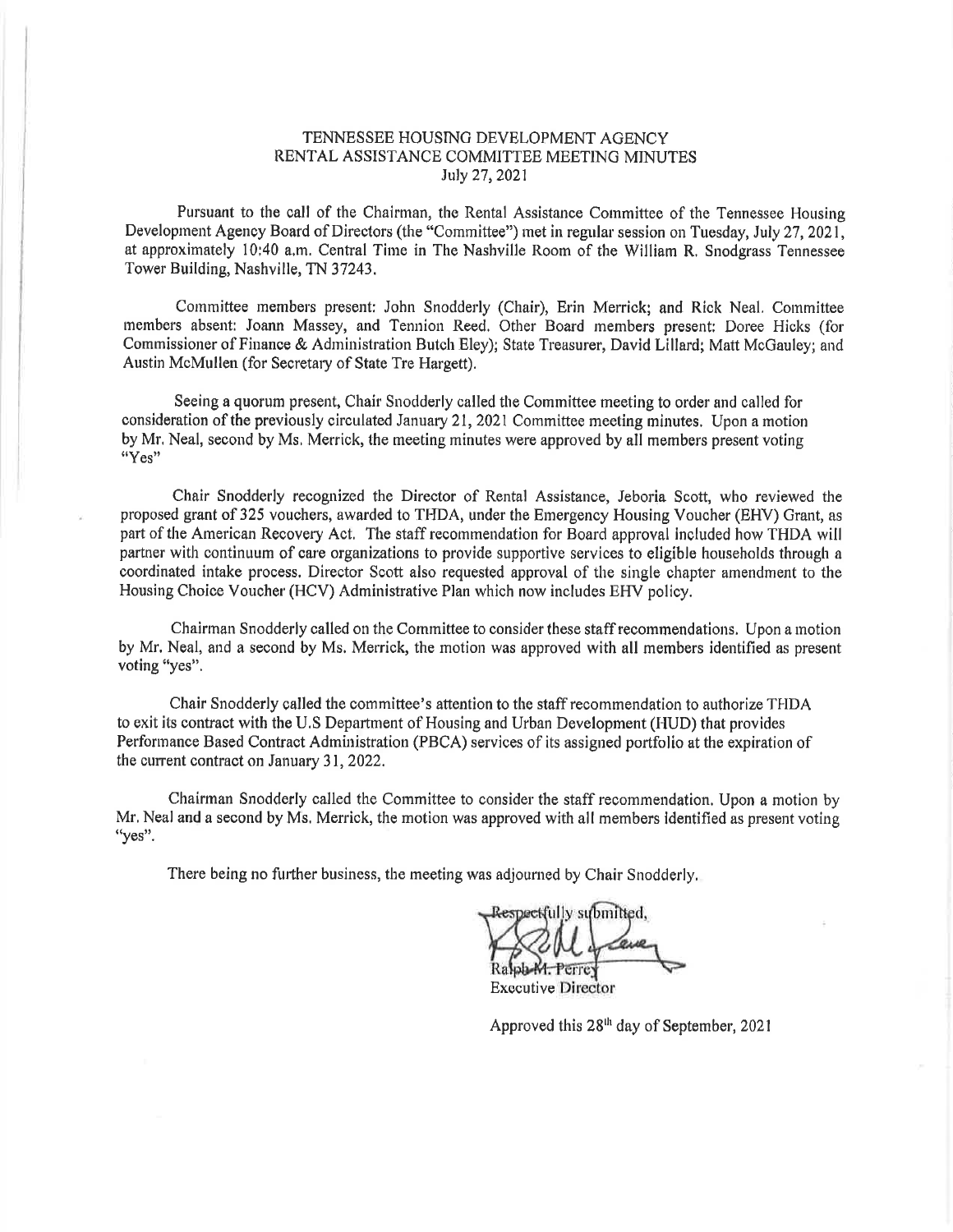TENNESSEE HOUSING DEVELOPMENT AGENCY
RENTAL ASSISTANCE COMMITTEE MEETING MINUTES
July 27, 2021

Pursuant to the call of the Chairman, the Rental Assistance Committee of the Tennessee Housing Development Agency Board of Directors (the "Committee") met in regular session on Tuesday, July 27, 2021, at approximately 10:40 a.m. Central Time in The Nashville Room of the William R. Snodgrass Tennessee Tower Building, Nashville, TN 37243.

Committee members present: John Snodderly (Chair), Erin Merrick; and Rick Neal. Committee members absent: Joann Massey, and Tennion Reed. Other Board members present: Doree Hicks (for Commissioner of Finance & Administration Butch Eley); State Treasurer, David Lillard; Matt McGauley; and Austin McMullen (for Secretary of State Tre Hargett).

Seeing a quorum present, Chair Snodderly called the Committee meeting to order and called for consideration of the previously circulated January 21, 2021 Committee meeting minutes. Upon a motion by Mr. Neal, second by Ms. Merrick, the meeting minutes were approved by all members present voting "Yes"

Chair Snodderly recognized the Director of Rental Assistance, Jeboria Scott, who reviewed the proposed grant of 325 vouchers, awarded to THDA, under the Emergency Housing Voucher (EHV) Grant, as part of the American Recovery Act. The staff recommendation for Board approval included how THDA will partner with continuum of care organizations to provide supportive services to eligible households through a coordinated intake process. Director Scott also requested approval of the single chapter amendment to the Housing Choice Voucher (HCV) Administrative Plan which now includes EHV policy.

Chairman Snodderly called on the Committee to consider these staff recommendations. Upon a motion by Mr. Neal, and a second by Ms. Merrick, the motion was approved with all members identified as present voting "yes".

Chair Snodderly called the committee's attention to the staff recommendation to authorize THDA to exit its contract with the U.S Department of Housing and Urban Development (HUD) that provides Performance Based Contract Administration (PBCA) services of its assigned portfolio at the expiration of the current contract on January 31, 2022.

Chairman Snodderly called the Committee to consider the staff recommendation. Upon a motion by Mr. Neal and a second by Ms. Merrick, the motion was approved with all members identified as present voting "yes".

There being no further business, the meeting was adjourned by Chair Snodderly.

Respectfully submitted,

Ralph M. Perrey
Executive Director

Approved this 28th day of September, 2021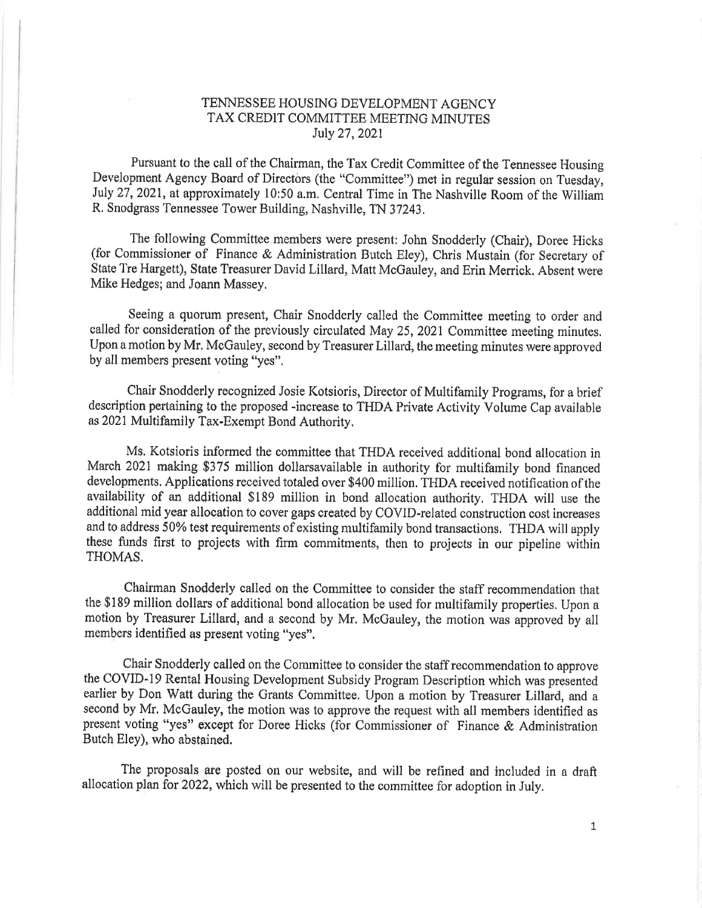# TENNESSEE HOUSING DEVELOPMENT AGENCY
# TAX CREDIT COMMITTEE MEETING MINUTES
# July 27, 2021

Pursuant to the call of the Chairman, the Tax Credit Committee of the Tennessee Housing Development Agency Board of Directors (the "Committee") met in regular session on Tuesday, July 27, 2021, at approximately 10:50 a.m. Central Time in The Nashville Room of the William R. Snodgrass Tennessee Tower Building, Nashville, TN 37243.

The following Committee members were present: John Snodderly (Chair), Doree Hicks (for Commissioner of Finance & Administration Butch Eley), Chris Mustain (for Secretary of State Tre Hargett), State Treasurer David Lillard, Matt McGauley, and Erin Merrick. Absent were Mike Hedges; and Joann Massey.

Seeing a quorum present, Chair Snodderly called the Committee meeting to order and called for consideration of the previously circulated May 25, 2021 Committee meeting minutes. Upon a motion by Mr. McGauley, second by Treasurer Lillard, the meeting minutes were approved by all members present voting "yes".

Chair Snodderly recognized Josie Kotsioris, Director of Multifamily Programs, for a brief description pertaining to the proposed -increase to THDA Private Activity Volume Cap available as 2021 Multifamily Tax-Exempt Bond Authority.

Ms. Kotsioris informed the committee that THDA received additional bond allocation in March 2021 making $375 million dollarsavailable in authority for multifamily bond financed developments. Applications received totaled over $400 million. THDA received notification of the availability of an additional $189 million in bond allocation authority. THDA will use the additional mid year allocation to cover gaps created by COVID-related construction cost increases and to address 50% test requirements of existing multifamily bond transactions. THDA will apply these funds first to projects with firm commitments, then to projects in our pipeline within THOMAS.

Chairman Snodderly called on the Committee to consider the staff recommendation that the $189 million dollars of additional bond allocation be used for multifamily properties. Upon a motion by Treasurer Lillard, and a second by Mr. McGauley, the motion was approved by all members identified as present voting "yes".

Chair Snodderly called on the Committee to consider the staff recommendation to approve the COVID-19 Rental Housing Development Subsidy Program Description which was presented earlier by Don Watt during the Grants Committee. Upon a motion by Treasurer Lillard, and a second by Mr. McGauley, the motion was to approve the request with all members identified as present voting "yes" except for Doree Hicks (for Commissioner of Finance & Administration Butch Eley), who abstained.

The proposals are posted on our website, and will be refined and included in a draft allocation plan for 2022, which will be presented to the committee for adoption in July.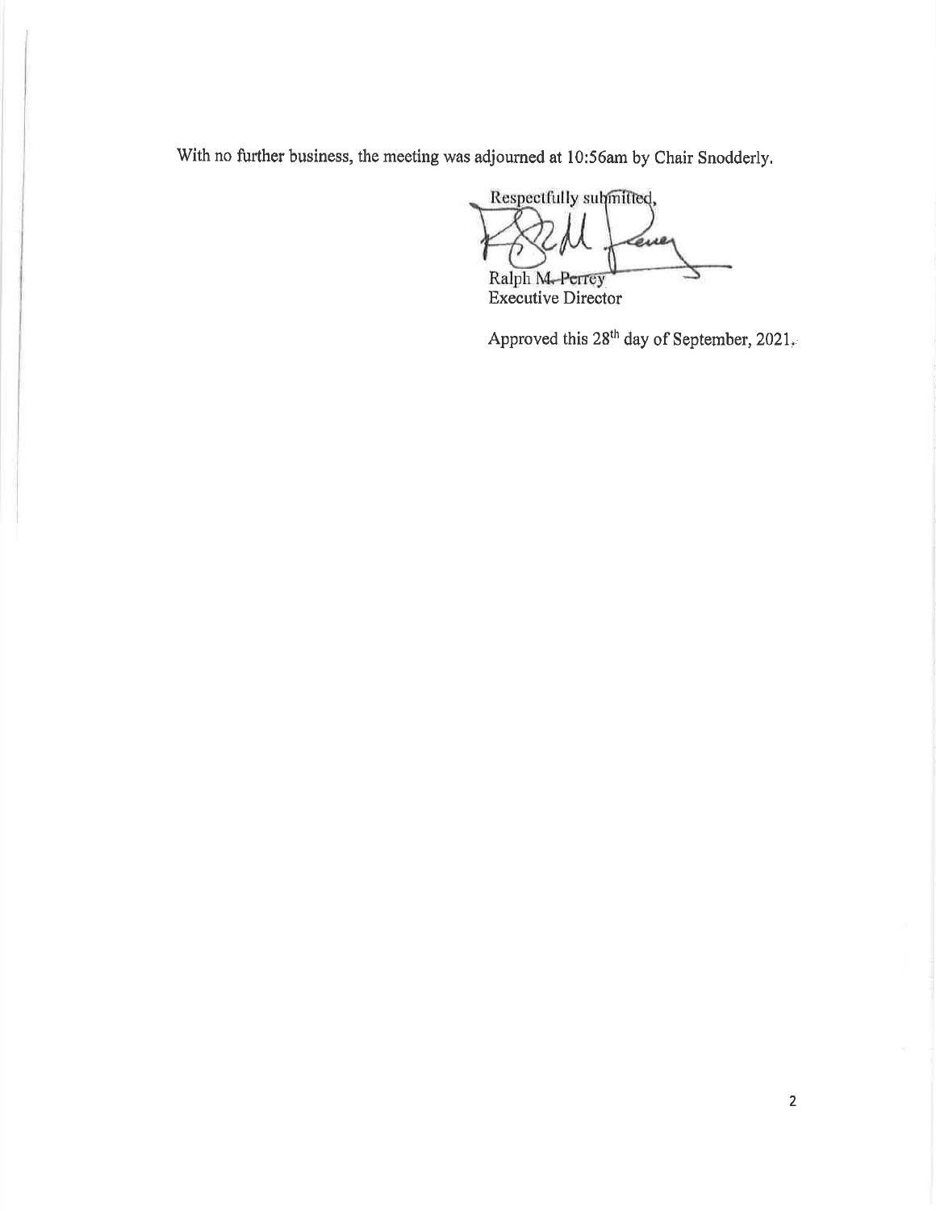With no further business, the meeting was adjourned at 10:56am by Chair Snodderly.

Respectfully submitted,

Ralph M. Perrey
Executive Director

Approved this 28th day of September, 2021.